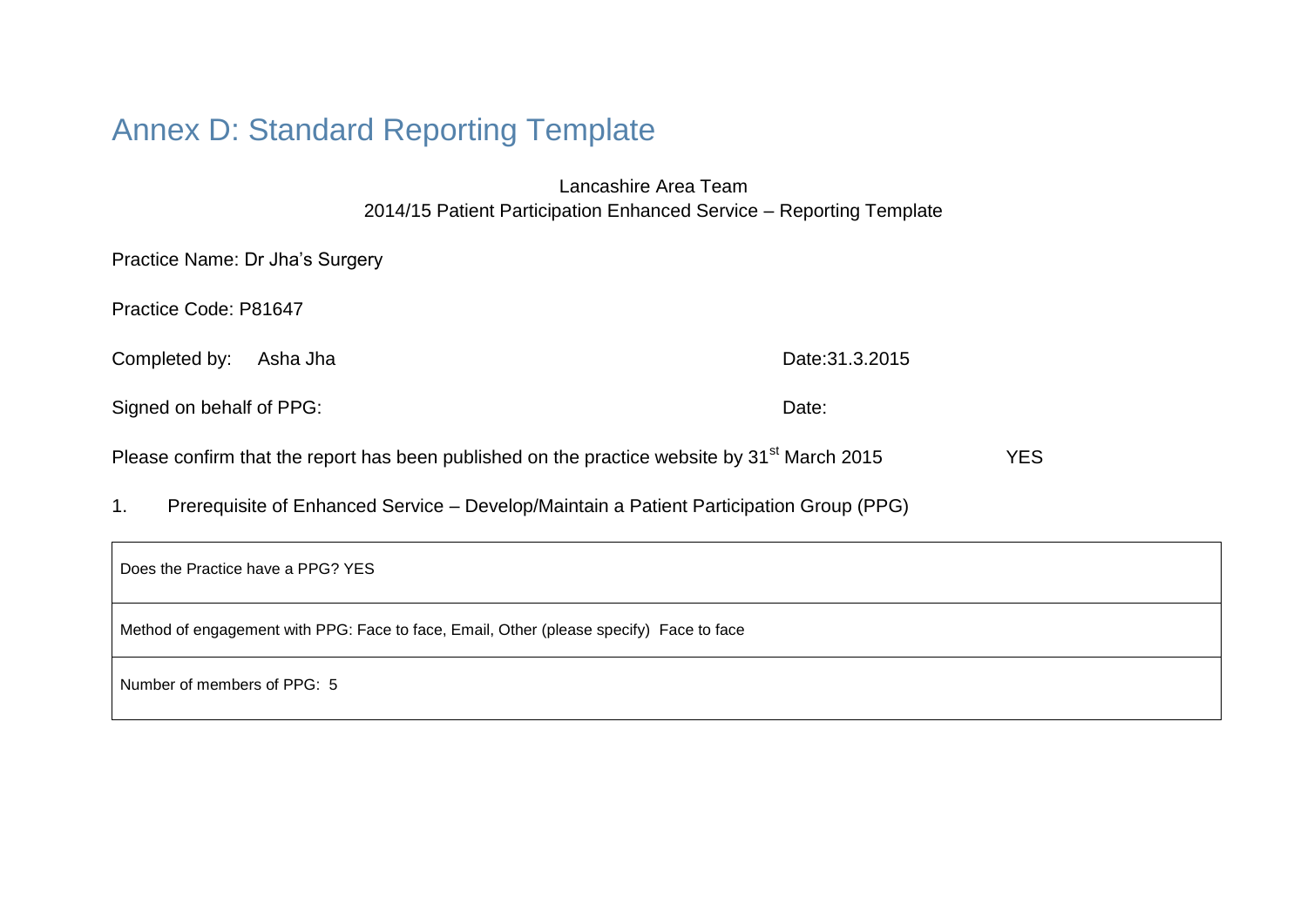# Annex D: Standard Reporting Template

Lancashire Area Team
2014/15 Patient Participation Enhanced Service – Reporting Template

Practice Name: Dr Jha's Surgery

Practice Code: P81647

Completed by: Asha Jha Date:31.3.2015

Signed on behalf of PPG: Date:

Please confirm that the report has been published on the practice website by 31st March 2015 YES

1. Prerequisite of Enhanced Service – Develop/Maintain a Patient Participation Group (PPG)

| Does the Practice have a PPG? YES |
|---|
| Method of engagement with PPG: Face to face, Email, Other (please specify) Face to face |
| Number of members of PPG: 5 |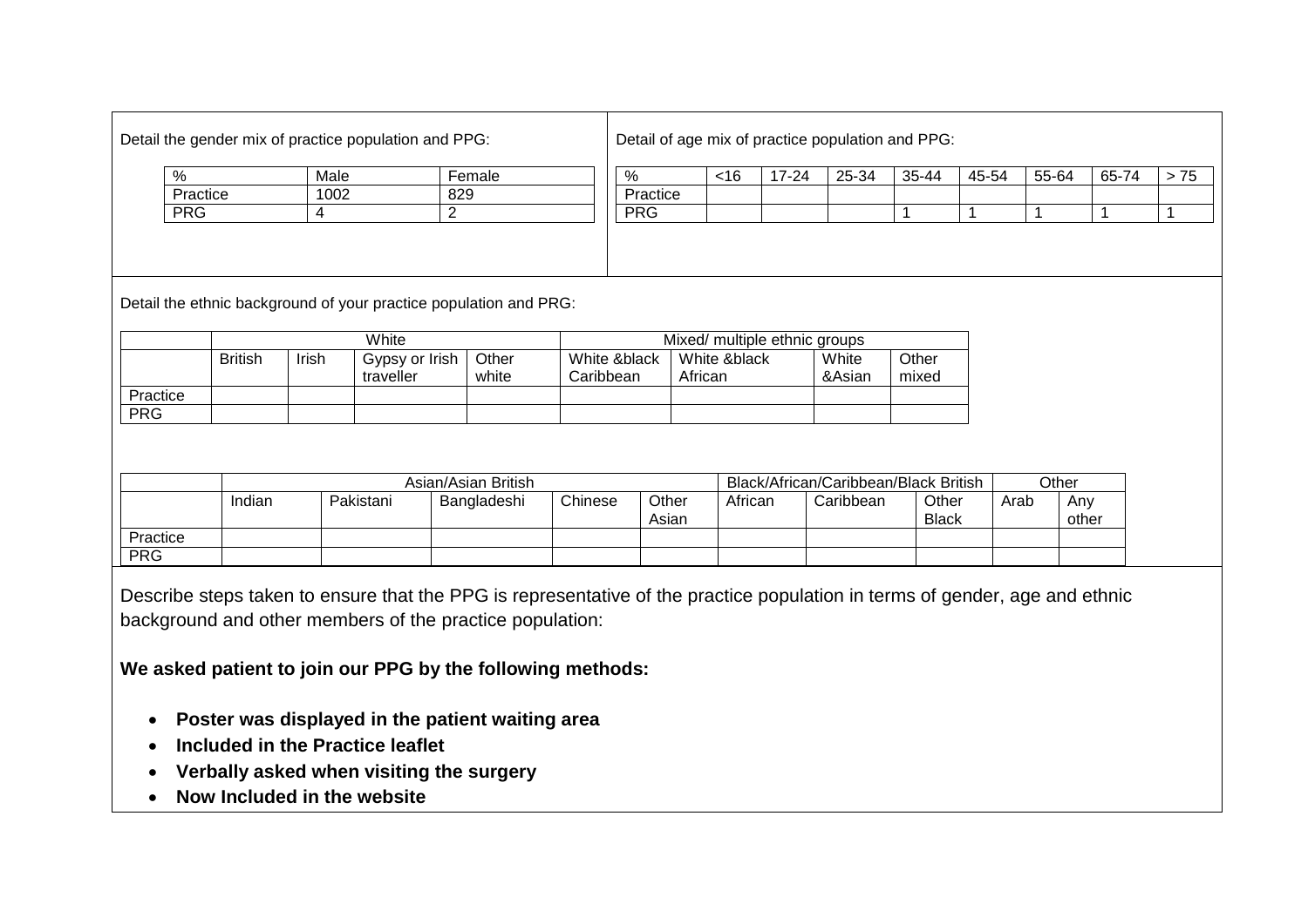Detail the gender mix of practice population and PPG:

| % | Male | Female |
|---|---|---|
| Practice | 1002 | 829 |
| PRG | 4 | 2 |

Detail of age mix of practice population and PPG:

| % | <16 | 17-24 | 25-34 | 35-44 | 45-54 | 55-64 | 65-74 | > 75 |
|---|---|---|---|---|---|---|---|---|
| Practice | | | | | | | | |
| PRG | | | | 1 | 1 | 1 | 1 | 1 |

Detail the ethnic background of your practice population and PRG:

| | White | | | | Mixed/ multiple ethnic groups | | | |
|---|---|---|---|---|---|---|---|---|
| | British | Irish | Gypsy or Irish traveller | Other white | White &black Caribbean | White &black African | White &Asian | Other mixed |
| Practice | | | | | | | | |
| PRG | | | | | | | | |

| | Asian/Asian British | | | | | Black/African/Caribbean/Black British | | | Other | |
|---|---|---|---|---|---|---|---|---|---|---|
| | Indian | Pakistani | Bangladeshi | Chinese | Other Asian | African | Caribbean | Other Black | Arab | Any other |
| Practice | | | | | | | | | | |
| PRG | | | | | | | | | | |

Describe steps taken to ensure that the PPG is representative of the practice population in terms of gender, age and ethnic background and other members of the practice population:

**We asked patient to join our PPG by the following methods:**

- **Poster was displayed in the patient waiting area**
- **Included in the Practice leaflet**
- **Verbally asked when visiting the surgery**
- **Now Included in the website**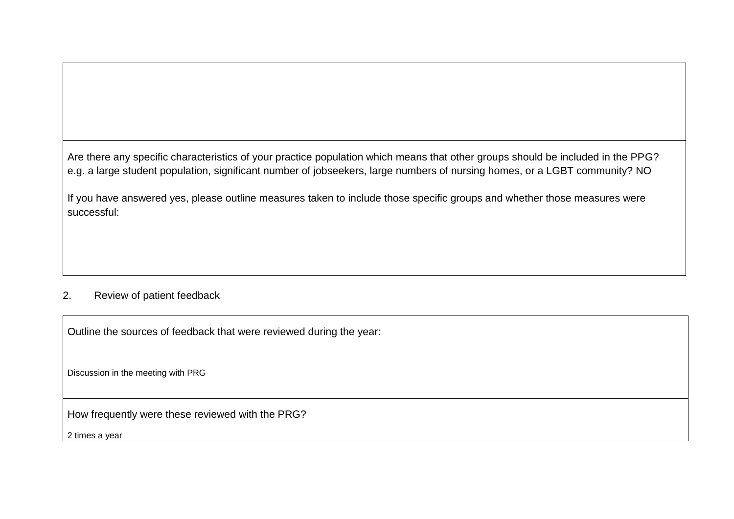Are there any specific characteristics of your practice population which means that other groups should be included in the PPG? e.g. a large student population, significant number of jobseekers, large numbers of nursing homes, or a LGBT community? NO

If you have answered yes, please outline measures taken to include those specific groups and whether those measures were successful:

2. Review of patient feedback

Outline the sources of feedback that were reviewed during the year:

Discussion in the meeting with PRG

How frequently were these reviewed with the PRG?

2 times a year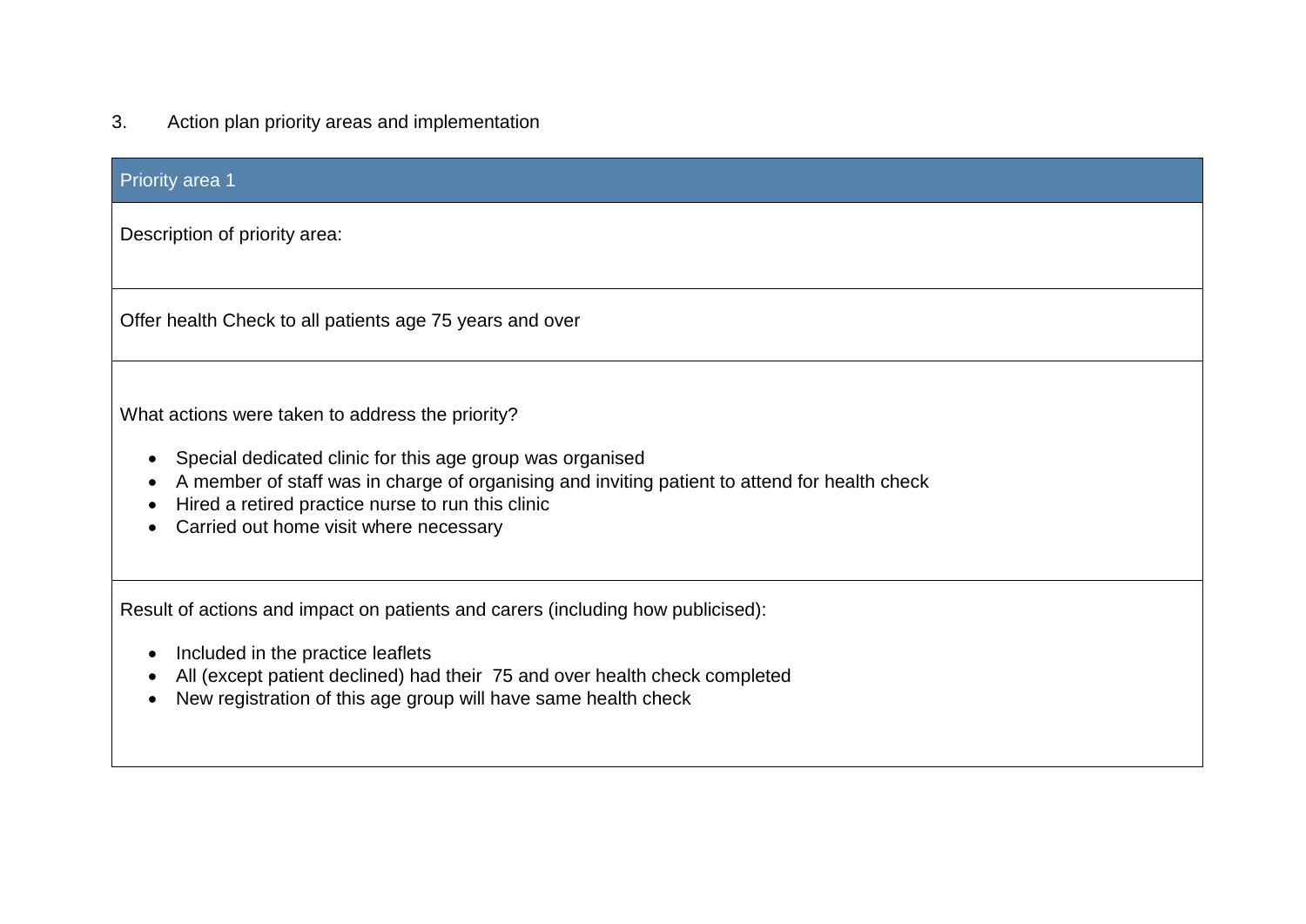3. Action plan priority areas and implementation

## Priority area 1

Description of priority area:

Offer health Check to all patients age 75 years and over

What actions were taken to address the priority?

- Special dedicated clinic for this age group was organised
- A member of staff was in charge of organising and inviting patient to attend for health check
- Hired a retired practice nurse to run this clinic
- Carried out home visit where necessary

Result of actions and impact on patients and carers (including how publicised):

- Included in the practice leaflets
- All (except patient declined) had their 75 and over health check completed
- New registration of this age group will have same health check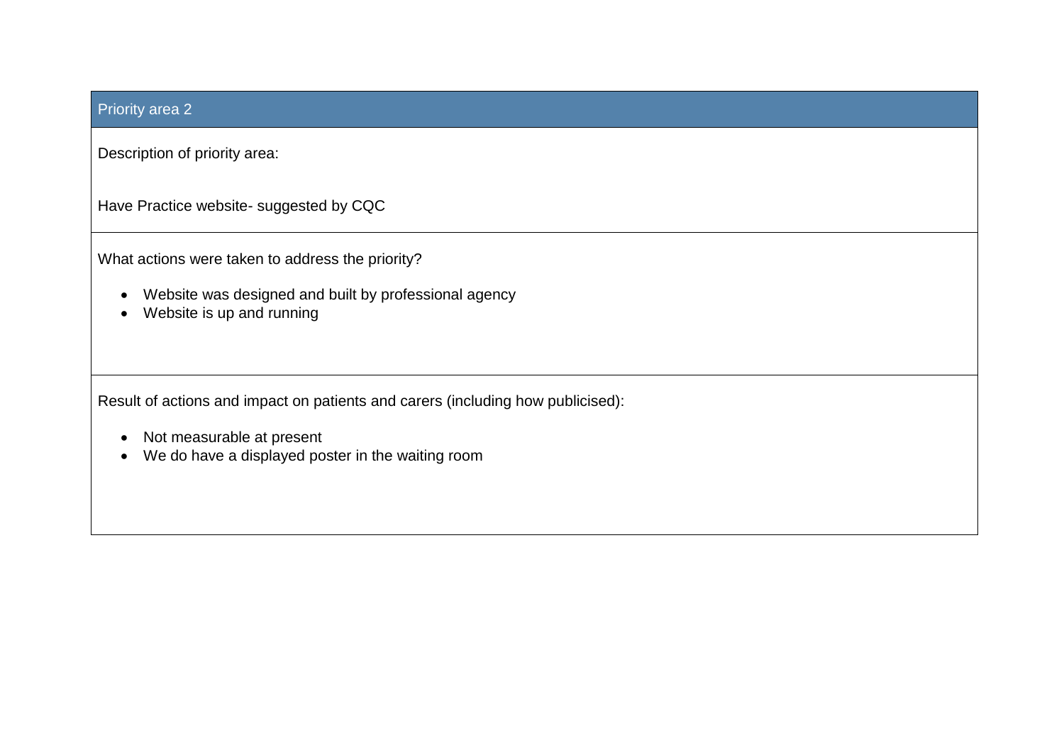## Priority area 2

Description of priority area:

Have Practice website- suggested by CQC

What actions were taken to address the priority?

- Website was designed and built by professional agency
- Website is up and running

Result of actions and impact on patients and carers (including how publicised):

- Not measurable at present
- We do have a displayed poster in the waiting room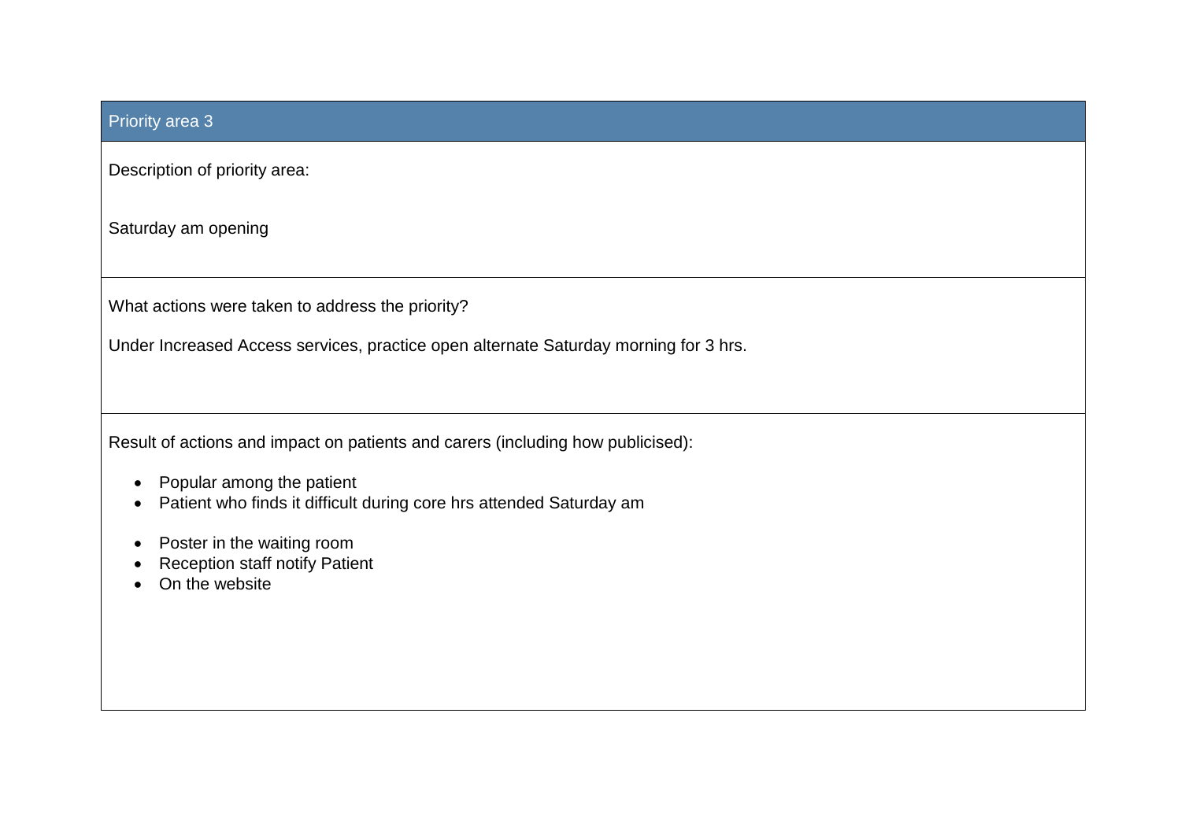## Priority area 3

Description of priority area:

Saturday am opening

What actions were taken to address the priority?

Under Increased Access services, practice open alternate Saturday morning for 3 hrs.

Result of actions and impact on patients and carers (including how publicised):

- Popular among the patient
- Patient who finds it difficult during core hrs attended Saturday am

- Poster in the waiting room
- Reception staff notify Patient
- On the website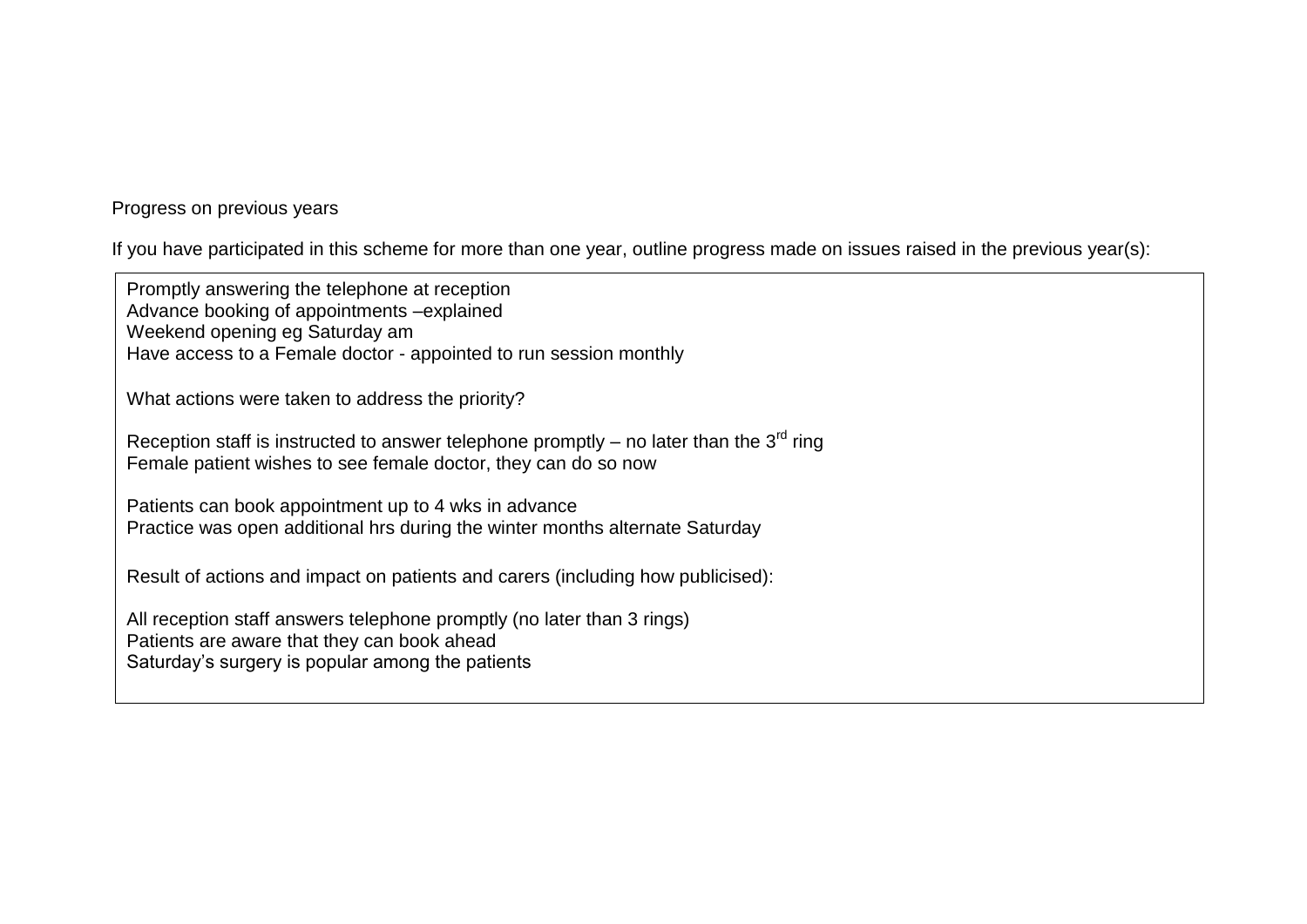Progress on previous years

If you have participated in this scheme for more than one year, outline progress made on issues raised in the previous year(s):

Promptly answering the telephone at reception
Advance booking of appointments –explained
Weekend opening eg Saturday am
Have access to a Female doctor - appointed to run session monthly

What actions were taken to address the priority?

Reception staff is instructed to answer telephone promptly – no later than the 3rd ring
Female patient wishes to see female doctor, they can do so now

Patients can book appointment up to 4 wks in advance
Practice was open additional hrs during the winter months alternate Saturday

Result of actions and impact on patients and carers (including how publicised):

All reception staff answers telephone promptly (no later than 3 rings)
Patients are aware that they can book ahead
Saturday's surgery is popular among the patients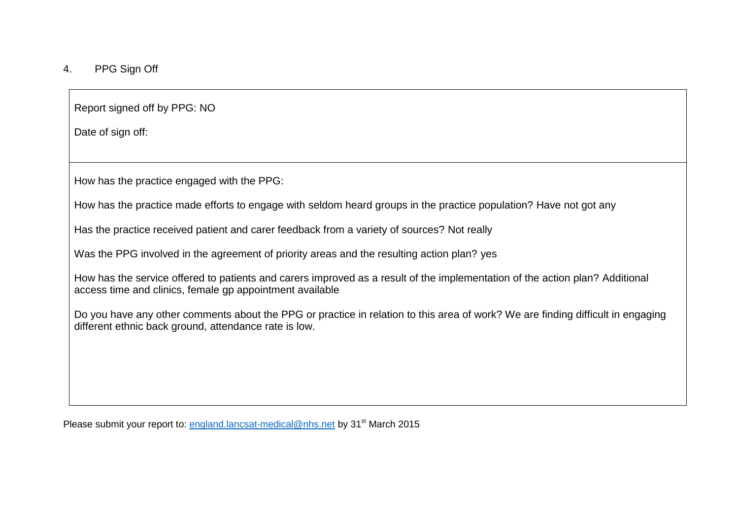## 4. PPG Sign Off

Report signed off by PPG: NO

Date of sign off:

How has the practice engaged with the PPG:

How has the practice made efforts to engage with seldom heard groups in the practice population? Have not got any

Has the practice received patient and carer feedback from a variety of sources? Not really

Was the PPG involved in the agreement of priority areas and the resulting action plan? yes

How has the service offered to patients and carers improved as a result of the implementation of the action plan? Additional access time and clinics, female gp appointment available

Do you have any other comments about the PPG or practice in relation to this area of work? We are finding difficult in engaging different ethnic back ground, attendance rate is low.

Please submit your report to: england.lancsat-medical@nhs.net by 31st March 2015